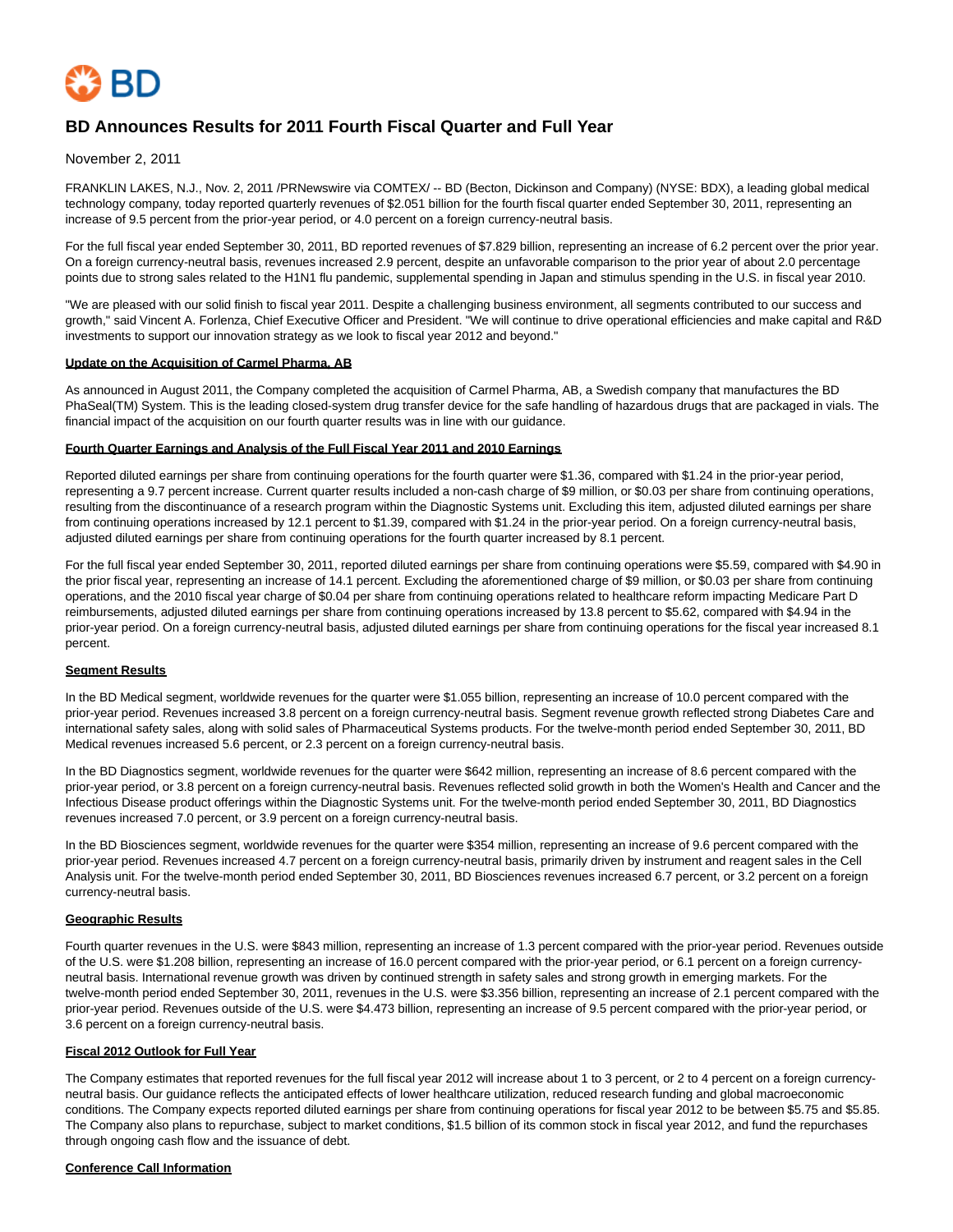# BD Announces Results for 2011 Fourth Fiscal Quarter and Full Year

November 2, 2011

FRANKLIN LAKES, N.J., Nov. 2, 2011 /PRNewswire via COMTEX/ -- BD (Becton, Dickinson and Company) (NYSE: BDX), a leading global medical technology company, today reported quarterly revenues of $2.051 billion for the fourth fiscal quarter ended September 30, 2011, representing an increase of 9.5 percent from the prior-year period, or 4.0 percent on a foreign currency-neutral basis.

For the full fiscal year ended September 30, 2011, BD reported revenues of $7.829 billion, representing an increase of 6.2 percent over the prior year. On a foreign currency-neutral basis, revenues increased 2.9 percent, despite an unfavorable comparison to the prior year of about 2.0 percentage points due to strong sales related to the H1N1 flu pandemic, supplemental spending in Japan and stimulus spending in the U.S. in fiscal year 2010.

"We are pleased with our solid finish to fiscal year 2011. Despite a challenging business environment, all segments contributed to our success and growth," said Vincent A. Forlenza, Chief Executive Officer and President. "We will continue to drive operational efficiencies and make capital and R&D investments to support our innovation strategy as we look to fiscal year 2012 and beyond."

**Update on the Acquisition of Carmel Pharma, AB**

As announced in August 2011, the Company completed the acquisition of Carmel Pharma, AB, a Swedish company that manufactures the BD PhaSeal(TM) System. This is the leading closed-system drug transfer device for the safe handling of hazardous drugs that are packaged in vials. The financial impact of the acquisition on our fourth quarter results was in line with our guidance.

**Fourth Quarter Earnings and Analysis of the Full Fiscal Year 2011 and 2010 Earnings**

Reported diluted earnings per share from continuing operations for the fourth quarter were $1.36, compared with $1.24 in the prior-year period, representing a 9.7 percent increase. Current quarter results included a non-cash charge of $9 million, or $0.03 per share from continuing operations, resulting from the discontinuance of a research program within the Diagnostic Systems unit. Excluding this item, adjusted diluted earnings per share from continuing operations increased by 12.1 percent to $1.39, compared with $1.24 in the prior-year period. On a foreign currency-neutral basis, adjusted diluted earnings per share from continuing operations for the fourth quarter increased by 8.1 percent.

For the full fiscal year ended September 30, 2011, reported diluted earnings per share from continuing operations were $5.59, compared with $4.90 in the prior fiscal year, representing an increase of 14.1 percent. Excluding the aforementioned charge of $9 million, or $0.03 per share from continuing operations, and the 2010 fiscal year charge of $0.04 per share from continuing operations related to healthcare reform impacting Medicare Part D reimbursements, adjusted diluted earnings per share from continuing operations increased by 13.8 percent to $5.62, compared with $4.94 in the prior-year period. On a foreign currency-neutral basis, adjusted diluted earnings per share from continuing operations for the fiscal year increased 8.1 percent.

**Segment Results**

In the BD Medical segment, worldwide revenues for the quarter were $1.055 billion, representing an increase of 10.0 percent compared with the prior-year period. Revenues increased 3.8 percent on a foreign currency-neutral basis. Segment revenue growth reflected strong Diabetes Care and international safety sales, along with solid sales of Pharmaceutical Systems products. For the twelve-month period ended September 30, 2011, BD Medical revenues increased 5.6 percent, or 2.3 percent on a foreign currency-neutral basis.

In the BD Diagnostics segment, worldwide revenues for the quarter were $642 million, representing an increase of 8.6 percent compared with the prior-year period, or 3.8 percent on a foreign currency-neutral basis. Revenues reflected solid growth in both the Women's Health and Cancer and the Infectious Disease product offerings within the Diagnostic Systems unit. For the twelve-month period ended September 30, 2011, BD Diagnostics revenues increased 7.0 percent, or 3.9 percent on a foreign currency-neutral basis.

In the BD Biosciences segment, worldwide revenues for the quarter were $354 million, representing an increase of 9.6 percent compared with the prior-year period. Revenues increased 4.7 percent on a foreign currency-neutral basis, primarily driven by instrument and reagent sales in the Cell Analysis unit. For the twelve-month period ended September 30, 2011, BD Biosciences revenues increased 6.7 percent, or 3.2 percent on a foreign currency-neutral basis.

**Geographic Results**

Fourth quarter revenues in the U.S. were $843 million, representing an increase of 1.3 percent compared with the prior-year period. Revenues outside of the U.S. were $1.208 billion, representing an increase of 16.0 percent compared with the prior-year period, or 6.1 percent on a foreign currency-neutral basis. International revenue growth was driven by continued strength in safety sales and strong growth in emerging markets. For the twelve-month period ended September 30, 2011, revenues in the U.S. were $3.356 billion, representing an increase of 2.1 percent compared with the prior-year period. Revenues outside of the U.S. were $4.473 billion, representing an increase of 9.5 percent compared with the prior-year period, or 3.6 percent on a foreign currency-neutral basis.

**Fiscal 2012 Outlook for Full Year**

The Company estimates that reported revenues for the full fiscal year 2012 will increase about 1 to 3 percent, or 2 to 4 percent on a foreign currency-neutral basis. Our guidance reflects the anticipated effects of lower healthcare utilization, reduced research funding and global macroeconomic conditions. The Company expects reported diluted earnings per share from continuing operations for fiscal year 2012 to be between $5.75 and $5.85. The Company also plans to repurchase, subject to market conditions, $1.5 billion of its common stock in fiscal year 2012, and fund the repurchases through ongoing cash flow and the issuance of debt.

**Conference Call Information**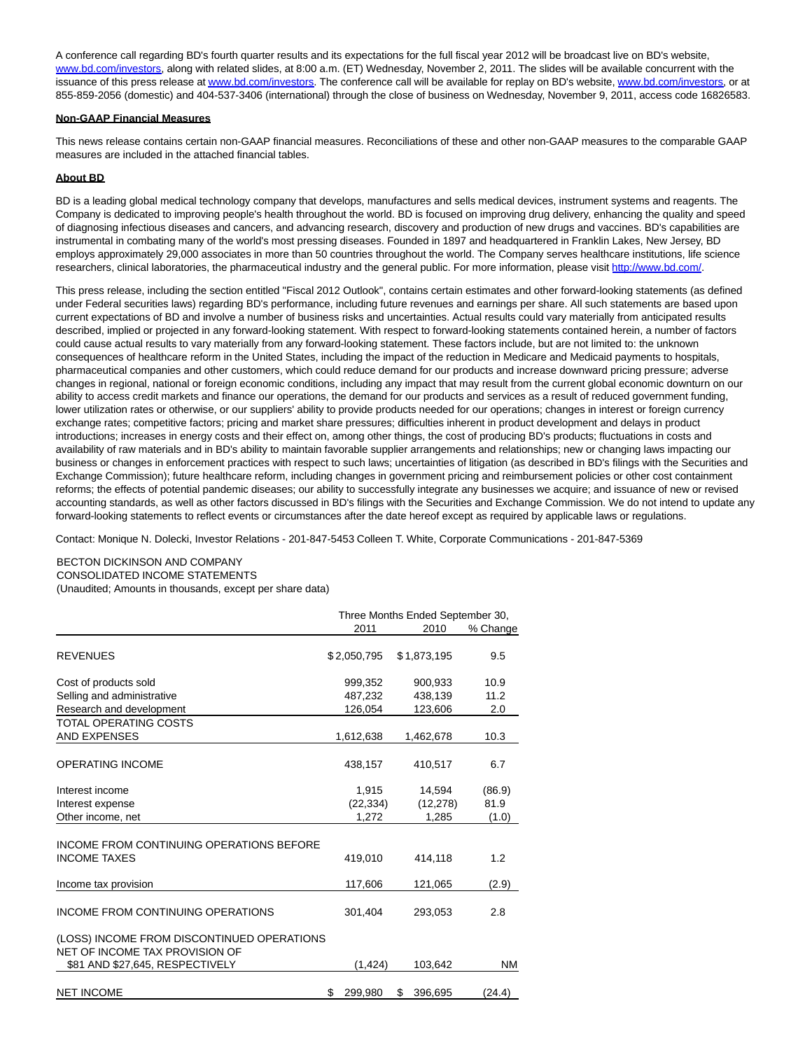A conference call regarding BD's fourth quarter results and its expectations for the full fiscal year 2012 will be broadcast live on BD's website, www.bd.com/investors, along with related slides, at 8:00 a.m. (ET) Wednesday, November 2, 2011. The slides will be available concurrent with the issuance of this press release at www.bd.com/investors. The conference call will be available for replay on BD's website, www.bd.com/investors, or at 855-859-2056 (domestic) and 404-537-3406 (international) through the close of business on Wednesday, November 9, 2011, access code 16826583.

**Non-GAAP Financial Measures**

This news release contains certain non-GAAP financial measures. Reconciliations of these and other non-GAAP measures to the comparable GAAP measures are included in the attached financial tables.

**About BD**

BD is a leading global medical technology company that develops, manufactures and sells medical devices, instrument systems and reagents. The Company is dedicated to improving people's health throughout the world. BD is focused on improving drug delivery, enhancing the quality and speed of diagnosing infectious diseases and cancers, and advancing research, discovery and production of new drugs and vaccines. BD's capabilities are instrumental in combating many of the world's most pressing diseases. Founded in 1897 and headquartered in Franklin Lakes, New Jersey, BD employs approximately 29,000 associates in more than 50 countries throughout the world. The Company serves healthcare institutions, life science researchers, clinical laboratories, the pharmaceutical industry and the general public. For more information, please visit http://www.bd.com/.

This press release, including the section entitled "Fiscal 2012 Outlook", contains certain estimates and other forward-looking statements (as defined under Federal securities laws) regarding BD's performance, including future revenues and earnings per share. All such statements are based upon current expectations of BD and involve a number of business risks and uncertainties. Actual results could vary materially from anticipated results described, implied or projected in any forward-looking statement. With respect to forward-looking statements contained herein, a number of factors could cause actual results to vary materially from any forward-looking statement. These factors include, but are not limited to: the unknown consequences of healthcare reform in the United States, including the impact of the reduction in Medicare and Medicaid payments to hospitals, pharmaceutical companies and other customers, which could reduce demand for our products and increase downward pricing pressure; adverse changes in regional, national or foreign economic conditions, including any impact that may result from the current global economic downturn on our ability to access credit markets and finance our operations, the demand for our products and services as a result of reduced government funding, lower utilization rates or otherwise, or our suppliers' ability to provide products needed for our operations; changes in interest or foreign currency exchange rates; competitive factors; pricing and market share pressures; difficulties inherent in product development and delays in product introductions; increases in energy costs and their effect on, among other things, the cost of producing BD's products; fluctuations in costs and availability of raw materials and in BD's ability to maintain favorable supplier arrangements and relationships; new or changing laws impacting our business or changes in enforcement practices with respect to such laws; uncertainties of litigation (as described in BD's filings with the Securities and Exchange Commission); future healthcare reform, including changes in government pricing and reimbursement policies or other cost containment reforms; the effects of potential pandemic diseases; our ability to successfully integrate any businesses we acquire; and issuance of new or revised accounting standards, as well as other factors discussed in BD's filings with the Securities and Exchange Commission. We do not intend to update any forward-looking statements to reflect events or circumstances after the date hereof except as required by applicable laws or regulations.

Contact: Monique N. Dolecki, Investor Relations - 201-847-5453 Colleen T. White, Corporate Communications - 201-847-5369

BECTON DICKINSON AND COMPANY
CONSOLIDATED INCOME STATEMENTS
(Unaudited; Amounts in thousands, except per share data)

| | Three Months Ended September 30, | | |
|---|---|---|---|
| | 2011 | 2010 | % Change |
| REVENUES | $2,050,795 | $1,873,195 | 9.5 |
| Cost of products sold | 999,352 | 900,933 | 10.9 |
| Selling and administrative | 487,232 | 438,139 | 11.2 |
| Research and development | 126,054 | 123,606 | 2.0 |
| TOTAL OPERATING COSTS AND EXPENSES | 1,612,638 | 1,462,678 | 10.3 |
| OPERATING INCOME | 438,157 | 410,517 | 6.7 |
| Interest income | 1,915 | 14,594 | (86.9) |
| Interest expense | (22,334) | (12,278) | 81.9 |
| Other income, net | 1,272 | 1,285 | (1.0) |
| INCOME FROM CONTINUING OPERATIONS BEFORE INCOME TAXES | 419,010 | 414,118 | 1.2 |
| Income tax provision | 117,606 | 121,065 | (2.9) |
| INCOME FROM CONTINUING OPERATIONS | 301,404 | 293,053 | 2.8 |
| (LOSS) INCOME FROM DISCONTINUED OPERATIONS NET OF INCOME TAX PROVISION OF $81 AND $27,645, RESPECTIVELY | (1,424) | 103,642 | NM |
| NET INCOME | $ 299,980 | $ 396,695 | (24.4) |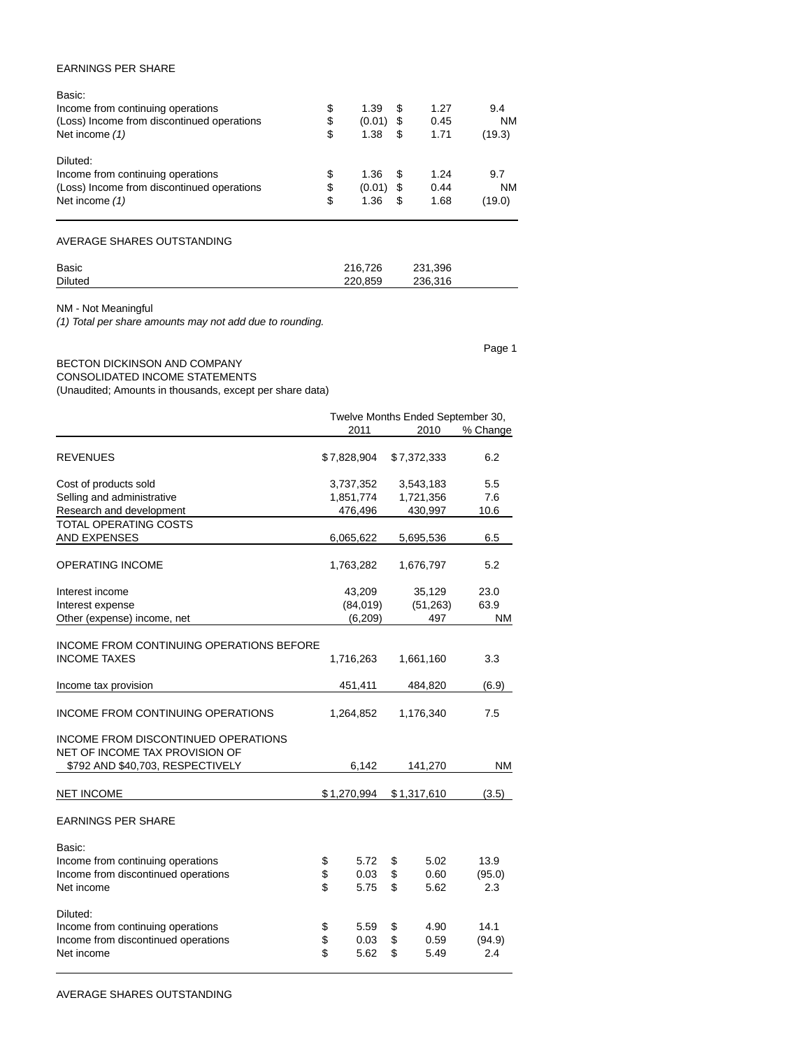EARNINGS PER SHARE

| | | | |
|---|---|---|---|
| Basic: | | | |
| Income from continuing operations | $ 1.39 | $ 1.27 | 9.4 |
| (Loss) Income from discontinued operations | $ (0.01) | $ 0.45 | NM |
| Net income *(1)* | $ 1.38 | $ 1.71 | (19.3) |
| Diluted: | | | |
| Income from continuing operations | $ 1.36 | $ 1.24 | 9.7 |
| (Loss) Income from discontinued operations | $ (0.01) | $ 0.44 | NM |
| Net income *(1)* | $ 1.36 | $ 1.68 | (19.0) |

AVERAGE SHARES OUTSTANDING

| | | |
|---|---|---|
| Basic | 216,726 | 231,396 |
| Diluted | 220,859 | 236,316 |

NM - Not Meaningful

*(1) Total per share amounts may not add due to rounding.*

BECTON DICKINSON AND COMPANY
CONSOLIDATED INCOME STATEMENTS
(Unaudited; Amounts in thousands, except per share data)

| | Twelve Months Ended September 30, | | |
|---|---|---|---|
| | 2011 | 2010 | % Change |
| REVENUES | $ 7,828,904 | $ 7,372,333 | 6.2 |
| Cost of products sold | 3,737,352 | 3,543,183 | 5.5 |
| Selling and administrative | 1,851,774 | 1,721,356 | 7.6 |
| Research and development | 476,496 | 430,997 | 10.6 |
| TOTAL OPERATING COSTS AND EXPENSES | 6,065,622 | 5,695,536 | 6.5 |
| OPERATING INCOME | 1,763,282 | 1,676,797 | 5.2 |
| Interest income | 43,209 | 35,129 | 23.0 |
| Interest expense | (84,019) | (51,263) | 63.9 |
| Other (expense) income, net | (6,209) | 497 | NM |
| INCOME FROM CONTINUING OPERATIONS BEFORE INCOME TAXES | 1,716,263 | 1,661,160 | 3.3 |
| Income tax provision | 451,411 | 484,820 | (6.9) |
| INCOME FROM CONTINUING OPERATIONS | 1,264,852 | 1,176,340 | 7.5 |
| INCOME FROM DISCONTINUED OPERATIONS NET OF INCOME TAX PROVISION OF $792 AND $40,703, RESPECTIVELY | 6,142 | 141,270 | NM |
| NET INCOME | $ 1,270,994 | $ 1,317,610 | (3.5) |

EARNINGS PER SHARE

| | | | |
|---|---|---|---|
| Basic: | | | |
| Income from continuing operations | $ 5.72 | $ 5.02 | 13.9 |
| Income from discontinued operations | $ 0.03 | $ 0.60 | (95.0) |
| Net income | $ 5.75 | $ 5.62 | 2.3 |
| Diluted: | | | |
| Income from continuing operations | $ 5.59 | $ 4.90 | 14.1 |
| Income from discontinued operations | $ 0.03 | $ 0.59 | (94.9) |
| Net income | $ 5.62 | $ 5.49 | 2.4 |

AVERAGE SHARES OUTSTANDING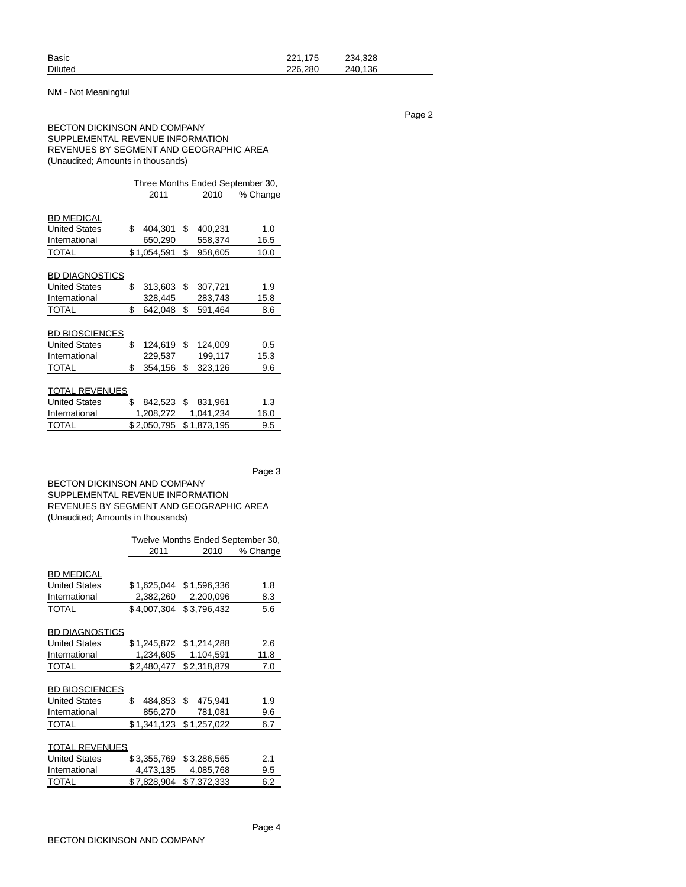| | | |
|---|---|---|
| Basic | 221,175 | 234,328 |
| Diluted | 226,280 | 240,136 |

NM - Not Meaningful

BECTON DICKINSON AND COMPANY
SUPPLEMENTAL REVENUE INFORMATION
REVENUES BY SEGMENT AND GEOGRAPHIC AREA
(Unaudited; Amounts in thousands)

| | Three Months Ended September 30, | | |
|---|---|---|---|
| | 2011 | 2010 | % Change |
| BD MEDICAL | | | |
| United States | $ 404,301 | $ 400,231 | 1.0 |
| International | 650,290 | 558,374 | 16.5 |
| TOTAL | $ 1,054,591 | $ 958,605 | 10.0 |
| BD DIAGNOSTICS | | | |
| United States | $ 313,603 | $ 307,721 | 1.9 |
| International | 328,445 | 283,743 | 15.8 |
| TOTAL | $ 642,048 | $ 591,464 | 8.6 |
| BD BIOSCIENCES | | | |
| United States | $ 124,619 | $ 124,009 | 0.5 |
| International | 229,537 | 199,117 | 15.3 |
| TOTAL | $ 354,156 | $ 323,126 | 9.6 |
| TOTAL REVENUES | | | |
| United States | $ 842,523 | $ 831,961 | 1.3 |
| International | 1,208,272 | 1,041,234 | 16.0 |
| TOTAL | $ 2,050,795 | $ 1,873,195 | 9.5 |

BECTON DICKINSON AND COMPANY
SUPPLEMENTAL REVENUE INFORMATION
REVENUES BY SEGMENT AND GEOGRAPHIC AREA
(Unaudited; Amounts in thousands)

| | Twelve Months Ended September 30, | | |
|---|---|---|---|
| | 2011 | 2010 | % Change |
| BD MEDICAL | | | |
| United States | $ 1,625,044 | $ 1,596,336 | 1.8 |
| International | 2,382,260 | 2,200,096 | 8.3 |
| TOTAL | $ 4,007,304 | $ 3,796,432 | 5.6 |
| BD DIAGNOSTICS | | | |
| United States | $ 1,245,872 | $ 1,214,288 | 2.6 |
| International | 1,234,605 | 1,104,591 | 11.8 |
| TOTAL | $ 2,480,477 | $ 2,318,879 | 7.0 |
| BD BIOSCIENCES | | | |
| United States | $ 484,853 | $ 475,941 | 1.9 |
| International | 856,270 | 781,081 | 9.6 |
| TOTAL | $ 1,341,123 | $ 1,257,022 | 6.7 |
| TOTAL REVENUES | | | |
| United States | $ 3,355,769 | $ 3,286,565 | 2.1 |
| International | 4,473,135 | 4,085,768 | 9.5 |
| TOTAL | $ 7,828,904 | $ 7,372,333 | 6.2 |

BECTON DICKINSON AND COMPANY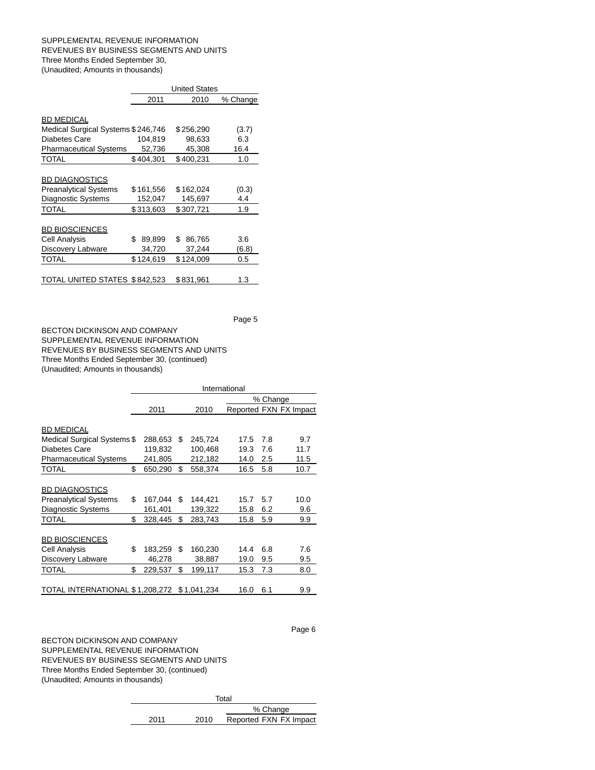SUPPLEMENTAL REVENUE INFORMATION
REVENUES BY BUSINESS SEGMENTS AND UNITS
Three Months Ended September 30,
(Unaudited; Amounts in thousands)

| | United States | | |
|---|---|---|---|
| | 2011 | 2010 | % Change |
| **BD MEDICAL** | | | |
| Medical Surgical Systems | $246,746 | $256,290 | (3.7) |
| Diabetes Care | 104,819 | 98,633 | 6.3 |
| Pharmaceutical Systems | 52,736 | 45,308 | 16.4 |
| TOTAL | $404,301 | $400,231 | 1.0 |
| **BD DIAGNOSTICS** | | | |
| Preanalytical Systems | $161,556 | $162,024 | (0.3) |
| Diagnostic Systems | 152,047 | 145,697 | 4.4 |
| TOTAL | $313,603 | $307,721 | 1.9 |
| **BD BIOSCIENCES** | | | |
| Cell Analysis | $ 89,899 | $ 86,765 | 3.6 |
| Discovery Labware | 34,720 | 37,244 | (6.8) |
| TOTAL | $124,619 | $124,009 | 0.5 |
| TOTAL UNITED STATES | $842,523 | $831,961 | 1.3 |

BECTON DICKINSON AND COMPANY
SUPPLEMENTAL REVENUE INFORMATION
REVENUES BY BUSINESS SEGMENTS AND UNITS
Three Months Ended September 30, (continued)
(Unaudited; Amounts in thousands)

| | International | | | | |
|---|---|---|---|---|---|
| | | | % Change | | |
| | 2011 | 2010 | Reported | FXN | FX Impact |
| **BD MEDICAL** | | | | | |
| Medical Surgical Systems | $ 288,653 | $ 245,724 | 17.5 | 7.8 | 9.7 |
| Diabetes Care | 119,832 | 100,468 | 19.3 | 7.6 | 11.7 |
| Pharmaceutical Systems | 241,805 | 212,182 | 14.0 | 2.5 | 11.5 |
| TOTAL | $ 650,290 | $ 558,374 | 16.5 | 5.8 | 10.7 |
| **BD DIAGNOSTICS** | | | | | |
| Preanalytical Systems | $ 167,044 | $ 144,421 | 15.7 | 5.7 | 10.0 |
| Diagnostic Systems | 161,401 | 139,322 | 15.8 | 6.2 | 9.6 |
| TOTAL | $ 328,445 | $ 283,743 | 15.8 | 5.9 | 9.9 |
| **BD BIOSCIENCES** | | | | | |
| Cell Analysis | $ 183,259 | $ 160,230 | 14.4 | 6.8 | 7.6 |
| Discovery Labware | 46,278 | 38,887 | 19.0 | 9.5 | 9.5 |
| TOTAL | $ 229,537 | $ 199,117 | 15.3 | 7.3 | 8.0 |
| TOTAL INTERNATIONAL | $1,208,272 | $1,041,234 | 16.0 | 6.1 | 9.9 |

BECTON DICKINSON AND COMPANY
SUPPLEMENTAL REVENUE INFORMATION
REVENUES BY BUSINESS SEGMENTS AND UNITS
Three Months Ended September 30, (continued)
(Unaudited; Amounts in thousands)

| | Total | | | | |
|---|---|---|---|---|---|
| | | | % Change | | |
| | 2011 | 2010 | Reported | FXN | FX Impact |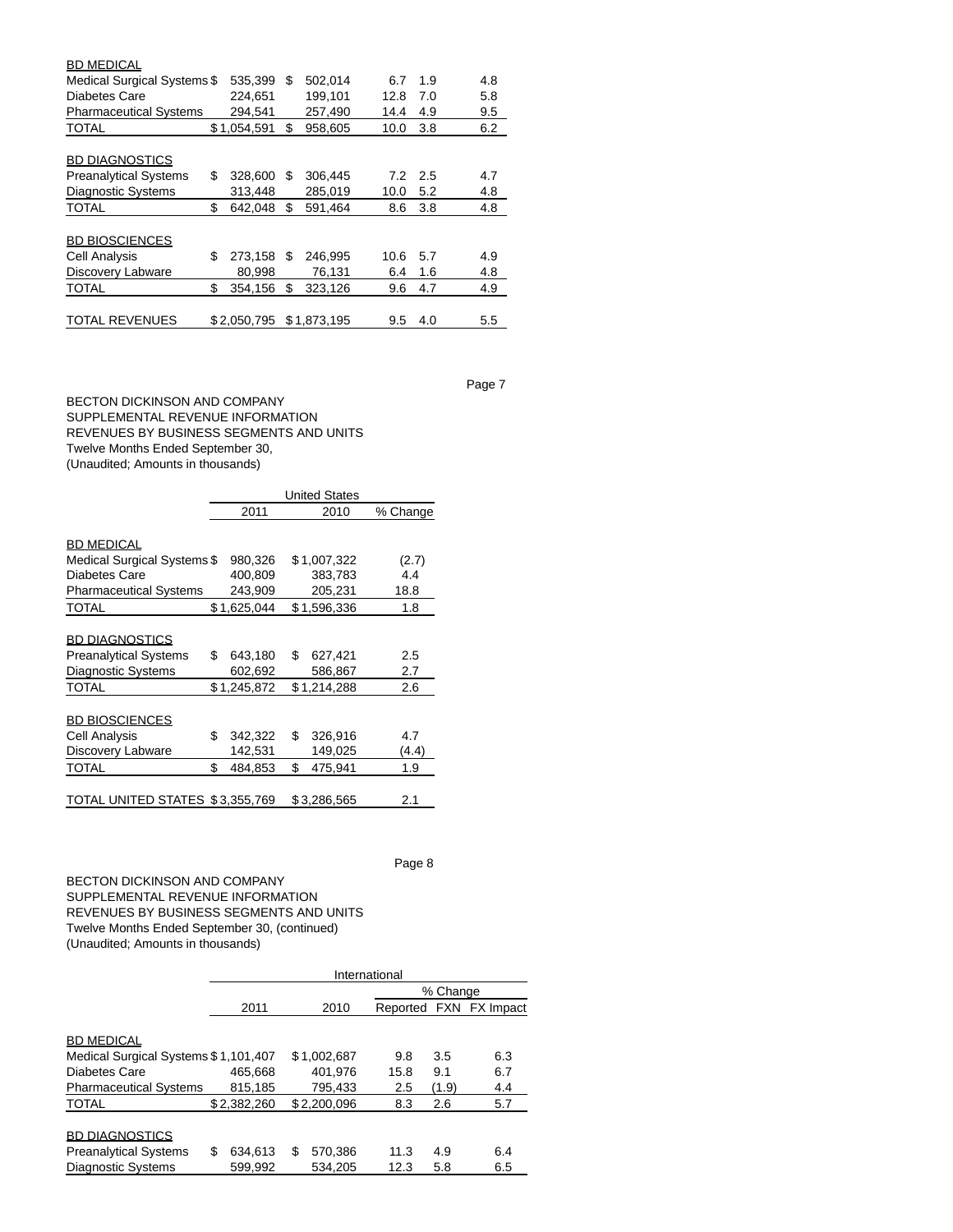| | | | | | |
|---|---|---|---|---|---|
| BD MEDICAL | | | | | |
| Medical Surgical Systems | $ 535,399 | $ 502,014 | 6.7 | 1.9 | 4.8 |
| Diabetes Care | 224,651 | 199,101 | 12.8 | 7.0 | 5.8 |
| Pharmaceutical Systems | 294,541 | 257,490 | 14.4 | 4.9 | 9.5 |
| TOTAL | $ 1,054,591 | $ 958,605 | 10.0 | 3.8 | 6.2 |
| BD DIAGNOSTICS | | | | | |
| Preanalytical Systems | $ 328,600 | $ 306,445 | 7.2 | 2.5 | 4.7 |
| Diagnostic Systems | 313,448 | 285,019 | 10.0 | 5.2 | 4.8 |
| TOTAL | $ 642,048 | $ 591,464 | 8.6 | 3.8 | 4.8 |
| BD BIOSCIENCES | | | | | |
| Cell Analysis | $ 273,158 | $ 246,995 | 10.6 | 5.7 | 4.9 |
| Discovery Labware | 80,998 | 76,131 | 6.4 | 1.6 | 4.8 |
| TOTAL | $ 354,156 | $ 323,126 | 9.6 | 4.7 | 4.9 |
| TOTAL REVENUES | $ 2,050,795 | $ 1,873,195 | 9.5 | 4.0 | 5.5 |

BECTON DICKINSON AND COMPANY
SUPPLEMENTAL REVENUE INFORMATION
REVENUES BY BUSINESS SEGMENTS AND UNITS
Twelve Months Ended September 30,
(Unaudited; Amounts in thousands)

| | United States | | |
|---|---|---|---|
| | 2011 | 2010 | % Change |
| BD MEDICAL | | | |
| Medical Surgical Systems | $ 980,326 | $ 1,007,322 | (2.7) |
| Diabetes Care | 400,809 | 383,783 | 4.4 |
| Pharmaceutical Systems | 243,909 | 205,231 | 18.8 |
| TOTAL | $ 1,625,044 | $ 1,596,336 | 1.8 |
| BD DIAGNOSTICS | | | |
| Preanalytical Systems | $ 643,180 | $ 627,421 | 2.5 |
| Diagnostic Systems | 602,692 | 586,867 | 2.7 |
| TOTAL | $ 1,245,872 | $ 1,214,288 | 2.6 |
| BD BIOSCIENCES | | | |
| Cell Analysis | $ 342,322 | $ 326,916 | 4.7 |
| Discovery Labware | 142,531 | 149,025 | (4.4) |
| TOTAL | $ 484,853 | $ 475,941 | 1.9 |
| TOTAL UNITED STATES | $ 3,355,769 | $ 3,286,565 | 2.1 |

BECTON DICKINSON AND COMPANY
SUPPLEMENTAL REVENUE INFORMATION
REVENUES BY BUSINESS SEGMENTS AND UNITS
Twelve Months Ended September 30, (continued)
(Unaudited; Amounts in thousands)

| | International | | | | |
|---|---|---|---|---|---|
| | | | % Change | | |
| | 2011 | 2010 | Reported | FXN | FX Impact |
| BD MEDICAL | | | | | |
| Medical Surgical Systems | $ 1,101,407 | $ 1,002,687 | 9.8 | 3.5 | 6.3 |
| Diabetes Care | 465,668 | 401,976 | 15.8 | 9.1 | 6.7 |
| Pharmaceutical Systems | 815,185 | 795,433 | 2.5 | (1.9) | 4.4 |
| TOTAL | $ 2,382,260 | $ 2,200,096 | 8.3 | 2.6 | 5.7 |
| BD DIAGNOSTICS | | | | | |
| Preanalytical Systems | $ 634,613 | $ 570,386 | 11.3 | 4.9 | 6.4 |
| Diagnostic Systems | 599,992 | 534,205 | 12.3 | 5.8 | 6.5 |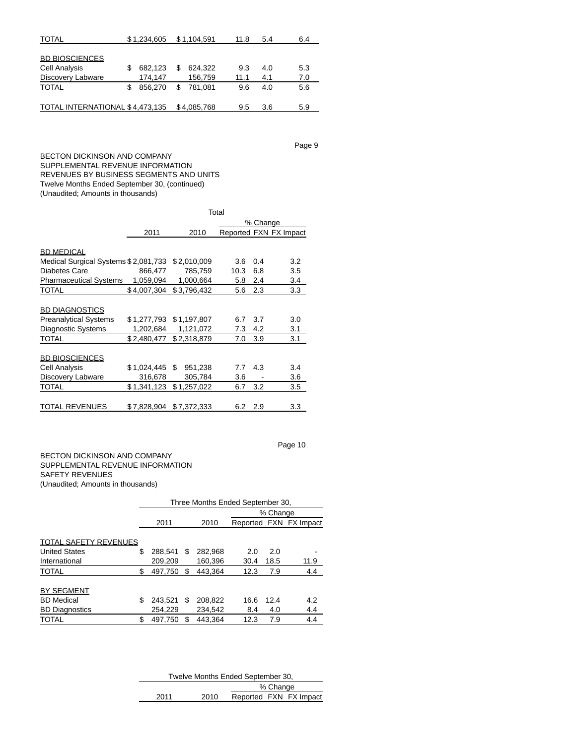| | | | | | |
|---|---|---|---|---|---|
| TOTAL | $1,234,605 | $1,104,591 | 11.8 | 5.4 | 6.4 |
| | | | | | |
| BD BIOSCIENCES | | | | | |
| Cell Analysis | $ 682,123 | $ 624,322 | 9.3 | 4.0 | 5.3 |
| Discovery Labware | 174,147 | 156,759 | 11.1 | 4.1 | 7.0 |
| TOTAL | $ 856,270 | $ 781,081 | 9.6 | 4.0 | 5.6 |
| | | | | | |
| TOTAL INTERNATIONAL | $4,473,135 | $4,085,768 | 9.5 | 3.6 | 5.9 |

BECTON DICKINSON AND COMPANY
SUPPLEMENTAL REVENUE INFORMATION
REVENUES BY BUSINESS SEGMENTS AND UNITS
Twelve Months Ended September 30, (continued)
(Unaudited; Amounts in thousands)

| | Total | | | | |
|---|---|---|---|---|---|
| | | | % Change | | |
| | 2011 | 2010 | Reported | FXN | FX Impact |
| BD MEDICAL | | | | | |
| Medical Surgical Systems | $2,081,733 | $2,010,009 | 3.6 | 0.4 | 3.2 |
| Diabetes Care | 866,477 | 785,759 | 10.3 | 6.8 | 3.5 |
| Pharmaceutical Systems | 1,059,094 | 1,000,664 | 5.8 | 2.4 | 3.4 |
| TOTAL | $4,007,304 | $3,796,432 | 5.6 | 2.3 | 3.3 |
| | | | | | |
| BD DIAGNOSTICS | | | | | |
| Preanalytical Systems | $1,277,793 | $1,197,807 | 6.7 | 3.7 | 3.0 |
| Diagnostic Systems | 1,202,684 | 1,121,072 | 7.3 | 4.2 | 3.1 |
| TOTAL | $2,480,477 | $2,318,879 | 7.0 | 3.9 | 3.1 |
| | | | | | |
| BD BIOSCIENCES | | | | | |
| Cell Analysis | $1,024,445 | $ 951,238 | 7.7 | 4.3 | 3.4 |
| Discovery Labware | 316,678 | 305,784 | 3.6 | - | 3.6 |
| TOTAL | $1,341,123 | $1,257,022 | 6.7 | 3.2 | 3.5 |
| | | | | | |
| TOTAL REVENUES | $7,828,904 | $7,372,333 | 6.2 | 2.9 | 3.3 |

BECTON DICKINSON AND COMPANY
SUPPLEMENTAL REVENUE INFORMATION
SAFETY REVENUES
(Unaudited; Amounts in thousands)

| | Three Months Ended September 30, | | | | |
|---|---|---|---|---|---|
| | | | % Change | | |
| | 2011 | 2010 | Reported | FXN | FX Impact |
| TOTAL SAFETY REVENUES | | | | | |
| United States | $ 288,541 | $ 282,968 | 2.0 | 2.0 | - |
| International | 209,209 | 160,396 | 30.4 | 18.5 | 11.9 |
| TOTAL | $ 497,750 | $ 443,364 | 12.3 | 7.9 | 4.4 |
| | | | | | |
| BY SEGMENT | | | | | |
| BD Medical | $ 243,521 | $ 208,822 | 16.6 | 12.4 | 4.2 |
| BD Diagnostics | 254,229 | 234,542 | 8.4 | 4.0 | 4.4 |
| TOTAL | $ 497,750 | $ 443,364 | 12.3 | 7.9 | 4.4 |

| Twelve Months Ended September 30, | | | | |
|---|---|---|---|---|
| | | % Change | | |
| 2011 | 2010 | Reported | FXN | FX Impact |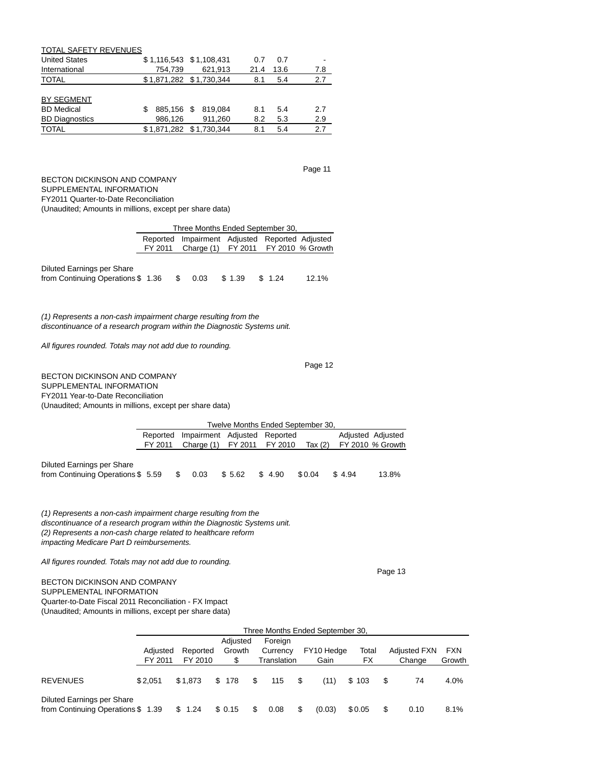| TOTAL SAFETY REVENUES | | | | | |
|---|---|---|---|---|---|
| United States | $ 1,116,543 | $ 1,108,431 | 0.7 | 0.7 | - |
| International | 754,739 | 621,913 | 21.4 | 13.6 | 7.8 |
| TOTAL | $ 1,871,282 | $ 1,730,344 | 8.1 | 5.4 | 2.7 |
| | | | | | |
| BY SEGMENT | | | | | |
| BD Medical | $ 885,156 | $ 819,084 | 8.1 | 5.4 | 2.7 |
| BD Diagnostics | 986,126 | 911,260 | 8.2 | 5.3 | 2.9 |
| TOTAL | $ 1,871,282 | $ 1,730,344 | 8.1 | 5.4 | 2.7 |

BECTON DICKINSON AND COMPANY
SUPPLEMENTAL INFORMATION
FY2011 Quarter-to-Date Reconciliation
(Unaudited; Amounts in millions, except per share data)

| | Three Months Ended September 30, | | | | |
|---|---|---|---|---|---|
| | Reported FY 2011 | Impairment Charge (1) | Adjusted FY 2011 | Reported FY 2010 | Adjusted % Growth |
| Diluted Earnings per Share from Continuing Operations | $ 1.36 | $ 0.03 | $ 1.39 | $ 1.24 | 12.1% |

*(1) Represents a non-cash impairment charge resulting from the discontinuance of a research program within the Diagnostic Systems unit.*

*All figures rounded. Totals may not add due to rounding.*

BECTON DICKINSON AND COMPANY
SUPPLEMENTAL INFORMATION
FY2011 Year-to-Date Reconciliation
(Unaudited; Amounts in millions, except per share data)

| | Twelve Months Ended September 30, | | | | | | |
|---|---|---|---|---|---|---|---|
| | Reported FY 2011 | Impairment Charge (1) | Adjusted FY 2011 | Reported FY 2010 | Tax (2) | Adjusted FY 2010 | Adjusted % Growth |
| Diluted Earnings per Share from Continuing Operations | $ 5.59 | $ 0.03 | $ 5.62 | $ 4.90 | $ 0.04 | $ 4.94 | 13.8% |

*(1) Represents a non-cash impairment charge resulting from the discontinuance of a research program within the Diagnostic Systems unit.*
*(2) Represents a non-cash charge related to healthcare reform impacting Medicare Part D reimbursements.*

*All figures rounded. Totals may not add due to rounding.*

BECTON DICKINSON AND COMPANY
SUPPLEMENTAL INFORMATION
Quarter-to-Date Fiscal 2011 Reconciliation - FX Impact
(Unaudited; Amounts in millions, except per share data)

| | Three Months Ended September 30, | | | | | | | |
|---|---|---|---|---|---|---|---|---|
| | Adjusted FY 2011 | Reported FY 2010 | Adjusted Growth $ | Foreign Currency Translation | FY10 Hedge Gain | Total FX | Adjusted FXN Change | FXN Growth |
| REVENUES | $ 2,051 | $ 1,873 | $ 178 | $ 115 | $ (11) | $ 103 | $ 74 | 4.0% |
| Diluted Earnings per Share from Continuing Operations | $ 1.39 | $ 1.24 | $ 0.15 | $ 0.08 | $ (0.03) | $ 0.05 | $ 0.10 | 8.1% |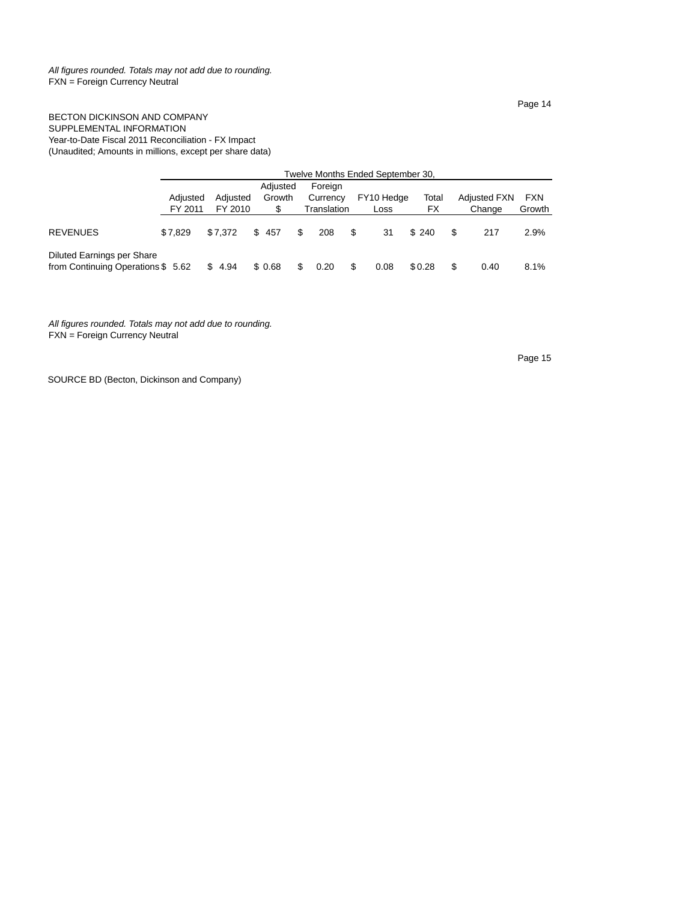*All figures rounded. Totals may not add due to rounding.*
FXN = Foreign Currency Neutral

BECTON DICKINSON AND COMPANY
SUPPLEMENTAL INFORMATION
Year-to-Date Fiscal 2011 Reconciliation - FX Impact
(Unaudited; Amounts in millions, except per share data)

| | Twelve Months Ended September 30, | | | | | | | |
|---|---|---|---|---|---|---|---|---|
| | Adjusted FY 2011 | Adjusted FY 2010 | Adjusted Growth $ | Foreign Currency Translation | FY10 Hedge Loss | Total FX | Adjusted FXN Change | FXN Growth |
| REVENUES | $ 7,829 | $ 7,372 | $ 457 | $ 208 | $ 31 | $ 240 | $ 217 | 2.9% |
| Diluted Earnings per Share from Continuing Operations | $ 5.62 | $ 4.94 | $ 0.68 | $ 0.20 | $ 0.08 | $ 0.28 | $ 0.40 | 8.1% |

*All figures rounded. Totals may not add due to rounding.*
FXN = Foreign Currency Neutral

SOURCE BD (Becton, Dickinson and Company)